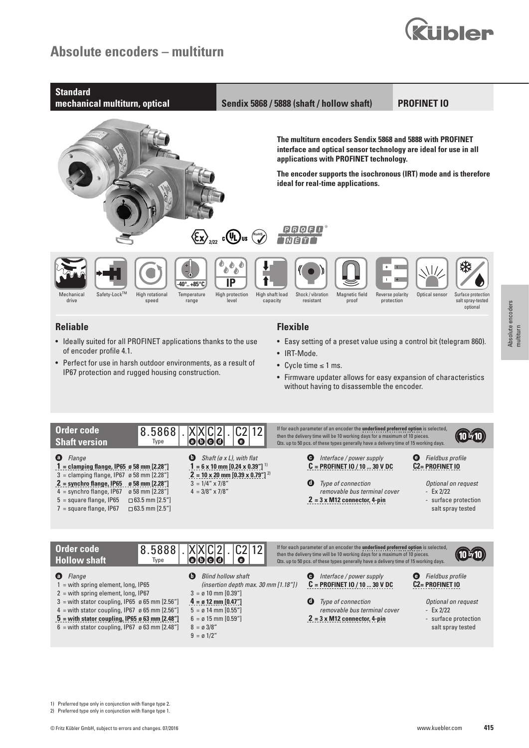# Absolute encoders – multiturn

## Standard mechanical multiturn, optical | Sendix 5868 / 5888 (shaft / hollow shaft) | PROFINET IO

**The multiturn encoders Sendix 5868 and 5888 with PROFINET interface and optical sensor technology are ideal for use in all applications with PROFINET technology.**

**The encoder supports the isochronous (IRT) mode and is therefore ideal for real-time applications.**

Mechanical drive | Safety-Lock™ | High rotational speed | Temperature range (-40° .. +85°C) | High protection level (IP) | High shaft load capacity | Shock / vibration resistant | Magnetic field proof | Reverse polarity protection | Optical sensor | Surface protection salt spray-tested optional

### Reliable

- Ideally suited for all PROFINET applications thanks to the use of encoder profile 4.1.
- Perfect for use in harsh outdoor environments, as a result of IP67 protection and rugged housing construction.

### Flexible

- Easy setting of a preset value using a control bit (telegram 860).
- IRT-Mode.
- Cycle time ≤ 1 ms.
- Firmware updater allows for easy expansion of characteristics without having to disassemble the encoder.

## Order code Shaft version

**8.5868 . X X C 2 . C2 12**
(Type . a b c d . e)

If for each parameter of an encoder the **underlined preferred option** is selected, then the delivery time will be 10 working days for a maximum of 10 pieces. Qts. up to 50 pcs. of these types generally have a delivery time of 15 working days. (10 by 10)

**a** *Flange*
- **1 = clamping flange, IP65 ø 58 mm [2.28"]**
- 3 = clamping flange, IP67 ø 58 mm [2.28"]
- **2 = synchro flange, IP65 ø 58 mm [2.28"]**
- 4 = synchro flange, IP67 ø 58 mm [2.28"]
- 5 = square flange, IP65 □ 63.5 mm [2.5"]
- 7 = square flange, IP67 □ 63.5 mm [2.5"]

**b** *Shaft (ø x L), with flat*
- **1 = 6 x 10 mm [0.24 x 0.39"]** [1]
- **2 = 10 x 20 mm [0.39 x 0.79"]** [2]
- 3 = 1/4" x 7/8"
- 4 = 3/8" x 7/8"

**c** *Interface / power supply*
- **C = PROFINET IO / 10 ... 30 V DC**

**d** *Type of connection removable bus terminal cover*
- **2 = 3 x M12 connector, 4-pin**

**e** *Fieldbus profile*
- **C2= PROFINET IO**

*Optional on request*
- Ex 2/22
- surface protection salt spray tested

## Order code Hollow shaft

**8.5888 . X X C 2 . C2 12**
(Type . a b c d . e)

If for each parameter of an encoder the **underlined preferred option** is selected, then the delivery time will be 10 working days for a maximum of 10 pieces. Qts. up to 50 pcs. of these types generally have a delivery time of 15 working days. (10 by 10)

**a** *Flange*
- 1 = with spring element, long, IP65
- 2 = with spring element, long, IP67
- 3 = with stator coupling, IP65 ø 65 mm [2.56"]
- 4 = with stator coupling, IP67 ø 65 mm [2.56"]
- **5 = with stator coupling, IP65 ø 63 mm [2.48"]**
- 6 = with stator coupling, IP67 ø 63 mm [2.48"]

**b** *Blind hollow shaft (insertion depth max. 30 mm [1.18"])*
- 3 = ø 10 mm [0.39"]
- **4 = ø 12 mm [0.47"]**
- 5 = ø 14 mm [0.55"]
- 6 = ø 15 mm [0.59"]
- 8 = ø 3/8"
- 9 = ø 1/2"

**c** *Interface / power supply*
- **C = PROFINET IO / 10 ... 30 V DC**

**d** *Type of connection removable bus terminal cover*
- **2 = 3 x M12 connector, 4-pin**

**e** *Fieldbus profile*
- **C2= PROFINET IO**

*Optional on request*
- Ex 2/22
- surface protection salt spray tested

1) Preferred type only in conjunction with flange type 2.
2) Preferred type only in conjunction with flange type 1.

© Fritz Kübler GmbH, subject to errors and changes. 07/2016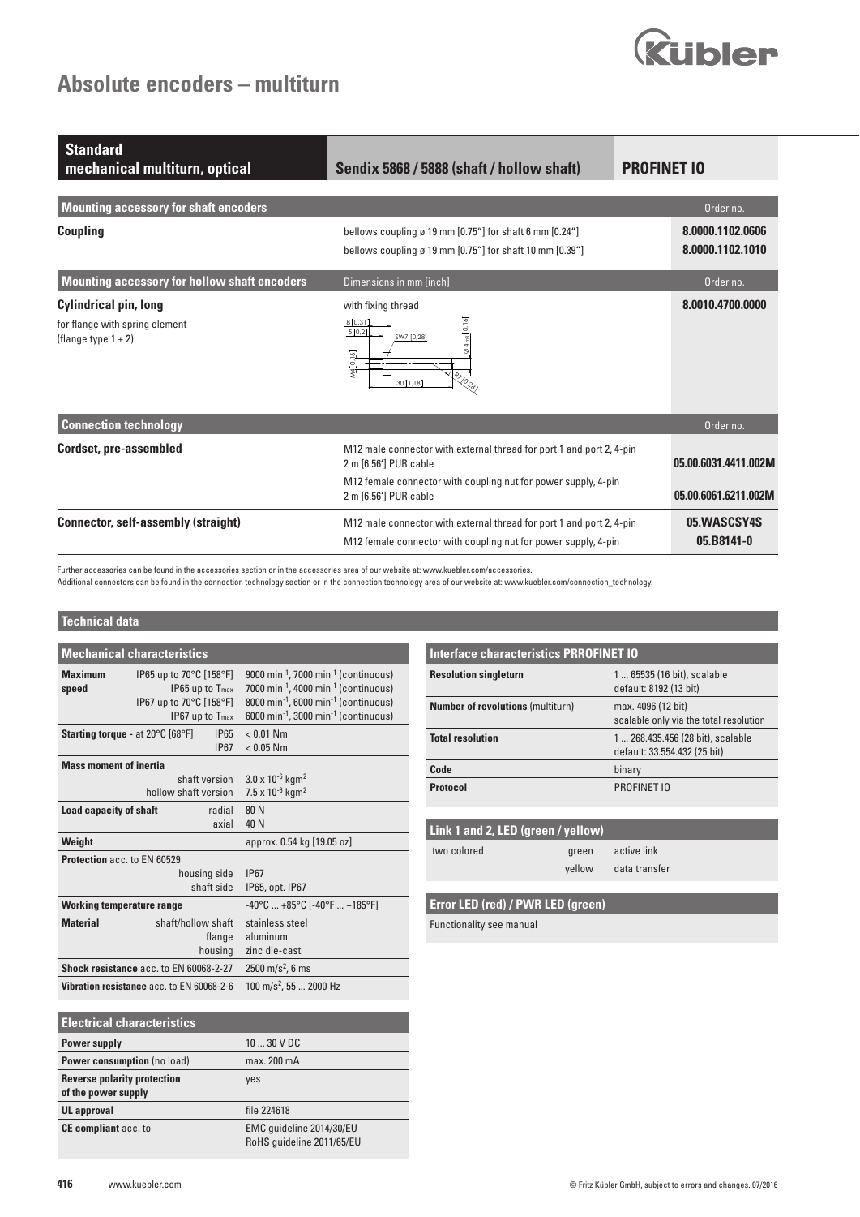# Absolute encoders – multiturn

**Standard mechanical multiturn, optical** | **Sendix 5868 / 5888 (shaft / hollow shaft)** | **PROFINET IO**

## Mounting accessory for shaft encoders

| | | Order no. |
|---|---|---|
| **Coupling** | bellows coupling ø 19 mm [0.75"] for shaft 6 mm [0.24"] | **8.0000.1102.0606** |
| | bellows coupling ø 19 mm [0.75"] for shaft 10 mm [0.39"] | **8.0000.1102.1010** |

## Mounting accessory for hollow shaft encoders

| | Dimensions in mm [inch] | Order no. |
|---|---|---|
| **Cylindrical pin, long** for flange with spring element (flange type 1 + 2) | with fixing thread | **8.0010.4700.0000** |

8 [0.31], 5 [0.2], SW7 [0.28], Ø 4 [0.16], M4 [0.16], 30 [1.18], Ø7 [0.28]

## Connection technology

| | | Order no. |
|---|---|---|
| **Cordset, pre-assembled** | M12 male connector with external thread for port 1 and port 2, 4-pin 2 m [6.56'] PUR cable | **05.00.6031.4411.002M** |
| | M12 female connector with coupling nut for power supply, 4-pin 2 m [6.56'] PUR cable | **05.00.6061.6211.002M** |
| **Connector, self-assembly (straight)** | M12 male connector with external thread for port 1 and port 2, 4-pin | **05.WASCSY4S** |
| | M12 female connector with coupling nut for power supply, 4-pin | **05.B8141-0** |

Further accessories can be found in the accessories section or in the accessories area of our website at: www.kuebler.com/accessories.
Additional connectors can be found in the connection technology section or in the connection technology area of our website at: www.kuebler.com/connection_technology.

## Technical data

### Mechanical characteristics

| | | |
|---|---|---|
| **Maximum speed** | IP65 up to 70°C [158°F] | 9000 $min^{-1}$, 7000 $min^{-1}$ (continuous) |
| | IP65 up to $T_{max}$ | 7000 $min^{-1}$, 4000 $min^{-1}$ (continuous) |
| | IP67 up to 70°C [158°F] | 8000 $min^{-1}$, 6000 $min^{-1}$ (continuous) |
| | IP67 up to $T_{max}$ | 6000 $min^{-1}$, 3000 $min^{-1}$ (continuous) |
| **Starting torque** - at 20°C [68°F] | IP65 | < 0.01 Nm |
| | IP67 | < 0.05 Nm |
| **Mass moment of inertia** | shaft version | $3.0 \times 10^{-6}$ $kgm^2$ |
| | hollow shaft version | $7.5 \times 10^{-6}$ $kgm^2$ |
| **Load capacity of shaft** | radial | 80 N |
| | axial | 40 N |
| **Weight** | | approx. 0.54 kg [19.05 oz] |
| **Protection** acc. to EN 60529 | housing side | IP67 |
| | shaft side | IP65, opt. IP67 |
| **Working temperature range** | | -40°C ... +85°C [-40°F ... +185°F] |
| **Material** | shaft/hollow shaft | stainless steel |
| | flange | aluminum |
| | housing | zinc die-cast |
| **Shock resistance** acc. to EN 60068-2-27 | | 2500 $m/s^2$, 6 ms |
| **Vibration resistance** acc. to EN 60068-2-6 | | 100 $m/s^2$, 55 ... 2000 Hz |

### Electrical characteristics

| | |
|---|---|
| **Power supply** | 10 ... 30 V DC |
| **Power consumption** (no load) | max. 200 mA |
| **Reverse polarity protection of the power supply** | yes |
| **UL approval** | file 224618 |
| **CE compliant** acc. to | EMC guideline 2014/30/EU<br>RoHS guideline 2011/65/EU |

### Interface characteristics PRROFINET IO

| | |
|---|---|
| **Resolution singleturn** | 1 ... 65535 (16 bit), scalable default: 8192 (13 bit) |
| **Number of revolutions** (multiturn) | max. 4096 (12 bit) scalable only via the total resolution |
| **Total resolution** | 1 ... 268.435.456 (28 bit), scalable default: 33.554.432 (25 bit) |
| **Code** | binary |
| **Protocol** | PROFINET IO |

### Link 1 and 2, LED (green / yellow)

| | | |
|---|---|---|
| two colored | green | active link |
| | yellow | data transfer |

### Error LED (red) / PWR LED (green)

Functionality see manual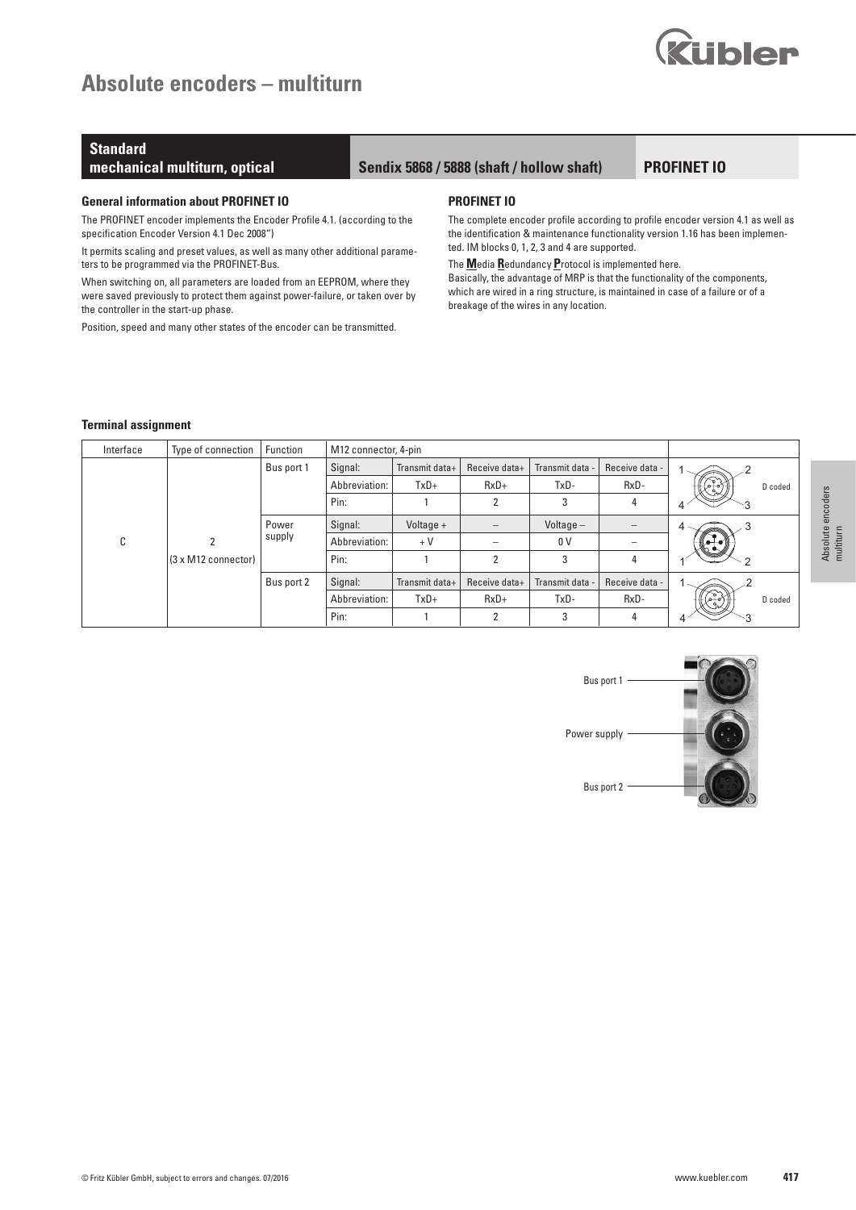# Absolute encoders – multiturn

**Standard mechanical multiturn, optical** | **Sendix 5868 / 5888 (shaft / hollow shaft)** | **PROFINET IO**

### General information about PROFINET IO

The PROFINET encoder implements the Encoder Profile 4.1. (according to the specification Encoder Version 4.1 Dec 2008")

It permits scaling and preset values, as well as many other additional parameters to be programmed via the PROFINET-Bus.

When switching on, all parameters are loaded from an EEPROM, where they were saved previously to protect them against power-failure, or taken over by the controller in the start-up phase.

Position, speed and many other states of the encoder can be transmitted.

### PROFINET IO

The complete encoder profile according to profile encoder version 4.1 as well as the identification & maintenance functionality version 1.16 has been implemented. IM blocks 0, 1, 2, 3 and 4 are supported.

The **M**edia **R**edundancy **P**rotocol is implemented here.
Basically, the advantage of MRP is that the functionality of the components, which are wired in a ring structure, is maintained in case of a failure or of a breakage of the wires in any location.

### Terminal assignment

| Interface | Type of connection | Function | M12 connector, 4-pin | | | | | |
|---|---|---|---|---|---|---|---|---|
| C | 2 (3 x M12 connector) | Bus port 1 | Signal: | Transmit data+ | Receive data+ | Transmit data - | Receive data - | D coded |
| | | | Abbreviation: | TxD+ | RxD+ | TxD- | RxD- | |
| | | | Pin: | 1 | 2 | 3 | 4 | |
| | | Power supply | Signal: | Voltage + | – | Voltage – | – | |
| | | | Abbreviation: | + V | – | 0 V | – | |
| | | | Pin: | 1 | 2 | 3 | 4 | |
| | | Bus port 2 | Signal: | Transmit data+ | Receive data+ | Transmit data - | Receive data - | D coded |
| | | | Abbreviation: | TxD+ | RxD+ | TxD- | RxD- | |
| | | | Pin: | 1 | 2 | 3 | 4 | |

Bus port 1

Power supply

Bus port 2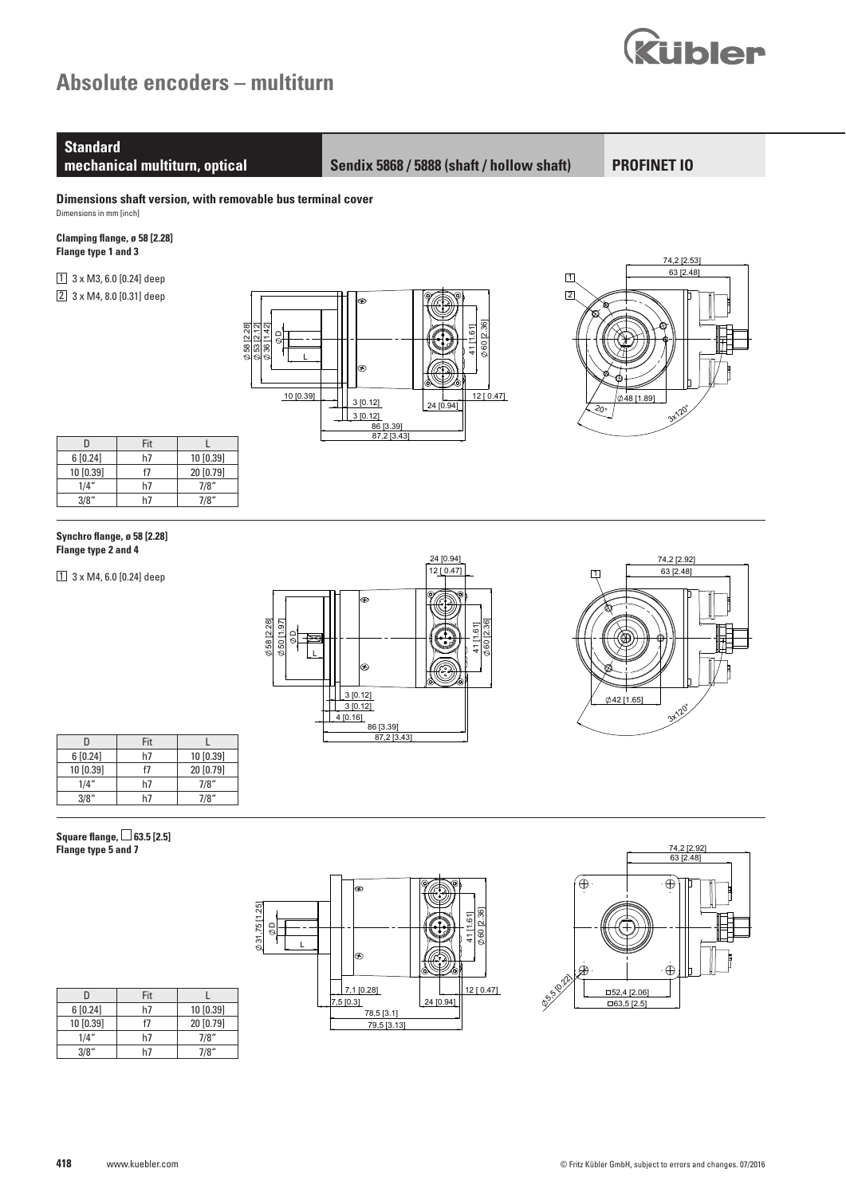| Standard mechanical multiturn, optical | Sendix 5868 / 5888 (shaft / hollow shaft) | PROFINET IO |
|---|---|---|

## Dimensions shaft version, with removable bus terminal cover

Dimensions in mm [inch]

### Clamping flange, ø 58 [2.28]

**Flange type 1 and 3**

1 3 x M3, 6.0 [0.24] deep

2 3 x M4, 8.0 [0.31] deep

| D | Fit | L |
|---|---|---|
| 6 [0.24] | h7 | 10 [0.39] |
| 10 [0.39] | f7 | 20 [0.79] |
| 1/4“ | h7 | 7/8“ |
| 3/8“ | h7 | 7/8“ |

### Synchro flange, ø 58 [2.28]

**Flange type 2 and 4**

1 3 x M4, 6.0 [0.24] deep

| D | Fit | L |
|---|---|---|
| 6 [0.24] | h7 | 10 [0.39] |
| 10 [0.39] | f7 | 20 [0.79] |
| 1/4“ | h7 | 7/8“ |
| 3/8“ | h7 | 7/8“ |

### Square flange, □ 63.5 [2.5]

**Flange type 5 and 7**

| D | Fit | L |
|---|---|---|
| 6 [0.24] | h7 | 10 [0.39] |
| 10 [0.39] | f7 | 20 [0.79] |
| 1/4“ | h7 | 7/8“ |
| 3/8“ | h7 | 7/8“ |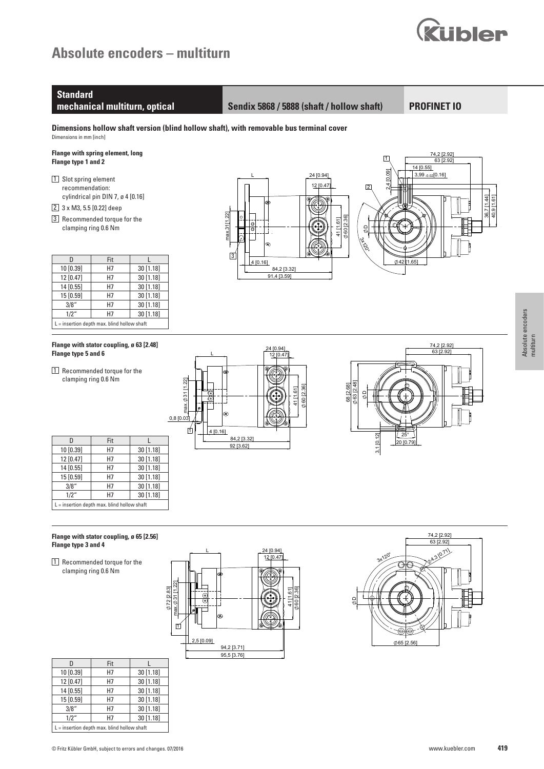# Absolute encoders – multiturn

**Standard mechanical multiturn, optical** | **Sendix 5868 / 5888 (shaft / hollow shaft)** | **PROFINET IO**

## Dimensions hollow shaft version (blind hollow shaft), with removable bus terminal cover

Dimensions in mm [inch]

### Flange with spring element, long
### Flange type 1 and 2

1. Slot spring element recommendation: cylindrical pin DIN 7, ø 4 [0.16]
2. 3 x M3, 5.5 [0.22] deep
3. Recommended torque for the clamping ring 0.6 Nm

| D | Fit | L |
|---|---|---|
| 10 [0.39] | H7 | 30 [1.18] |
| 12 [0.47] | H7 | 30 [1.18] |
| 14 [0.55] | H7 | 30 [1.18] |
| 15 [0.59] | H7 | 30 [1.18] |
| 3/8" | H7 | 30 [1.18] |
| 1/2" | H7 | 30 [1.18] |

L = insertion depth max. blind hollow shaft

L
24 [0.94]
12 [0.47]
max.31[1.22]
41 [1.61]
ø60 [2.36]
4 [0.16]
84,2 [3.32]
91,4 [3.59]
74,2 [2.92]
63 [2.92]
14 [0.55]
3,99 -0.02[0.16]
2,4 [0.09]
ø D
3x120°
ø42 [1.65]
36,7 [1.44]
40,9 [1.61]

### Flange with stator coupling, ø 63 [2.48]
### Flange type 5 and 6

1. Recommended torque for the clamping ring 0.6 Nm

| D | Fit | L |
|---|---|---|
| 10 [0.39] | H7 | 30 [1.18] |
| 12 [0.47] | H7 | 30 [1.18] |
| 14 [0.55] | H7 | 30 [1.18] |
| 15 [0.59] | H7 | 30 [1.18] |
| 3/8" | H7 | 30 [1.18] |
| 1/2" | H7 | 30 [1.18] |

L = insertion depth max. blind hollow shaft

L
24 [0.94]
12 [0.47]
max. ø 31 [1.22]
41 [1.61]
ø60 [2.36]
0,8 [0.03]
4 [0.16]
84,2 [3.32]
92 [3.62]
74,2 [2.92]
63 [2.92]
68 [2.68]
ø63 [2.48]
ø D
25°
3,1 [0.12]
20 [0.79]

### Flange with stator coupling, ø 65 [2.56]
### Flange type 3 and 4

1. Recommended torque for the clamping ring 0.6 Nm

| D | Fit | L |
|---|---|---|
| 10 [0.39] | H7 | 30 [1.18] |
| 12 [0.47] | H7 | 30 [1.18] |
| 14 [0.55] | H7 | 30 [1.18] |
| 15 [0.59] | H7 | 30 [1.18] |
| 3/8" | H7 | 30 [1.18] |
| 1/2" | H7 | 30 [1.18] |

L = insertion depth max. blind hollow shaft

L
24 [0.94]
12 [0.47]
ø72 [2.83]
max. ø 31 [1.22]
41 [1.61]
ø60 [2.36]
2,5 [0.09]
94,2 [3.71]
95,5 [3.76]
74,2 [2.92]
63 [2.92]
3x120°
ø4,3 [0.17]
ø D
ø65 [2.56]

© Fritz Kübler GmbH, subject to errors and changes. 07/2016